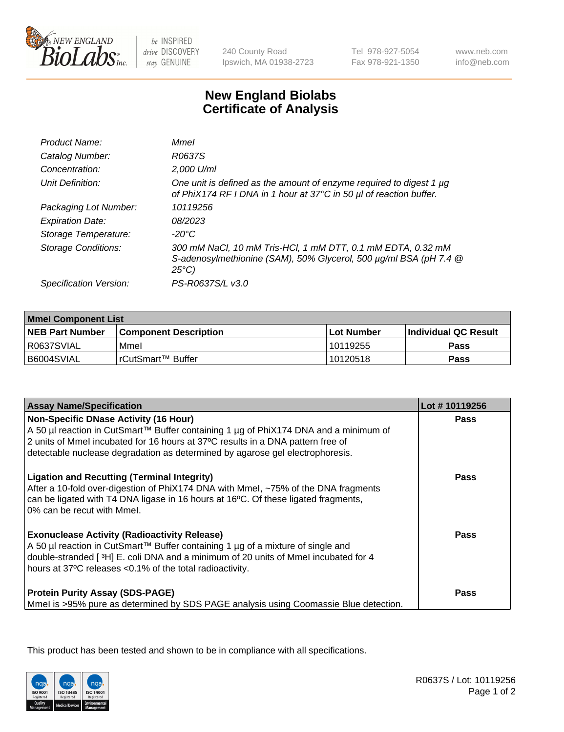240 County Road
Ipswich, MA 01938-2723

Tel 978-927-5054
Fax 978-921-1350

www.neb.com
info@neb.com

# New England Biolabs
# Certificate of Analysis

| | |
|---|---|
| *Product Name:* | *MmeI* |
| *Catalog Number:* | *R0637S* |
| *Concentration:* | *2,000 U/ml* |
| *Unit Definition:* | *One unit is defined as the amount of enzyme required to digest 1 µg of PhiX174 RF I DNA in 1 hour at 37°C in 50 µl of reaction buffer.* |
| *Packaging Lot Number:* | *10119256* |
| *Expiration Date:* | *08/2023* |
| *Storage Temperature:* | *-20°C* |
| *Storage Conditions:* | *300 mM NaCl, 10 mM Tris-HCl, 1 mM DTT, 0.1 mM EDTA, 0.32 mM S-adenosylmethionine (SAM), 50% Glycerol, 500 µg/ml BSA (pH 7.4 @ 25°C)* |
| *Specification Version:* | *PS-R0637S/L v3.0* |

| **MmeI Component List** | | | |
|---|---|---|---|
| **NEB Part Number** | **Component Description** | **Lot Number** | **Individual QC Result** |
| R0637SVIAL | MmeI | 10119255 | **Pass** |
| B6004SVIAL | rCutSmart™ Buffer | 10120518 | **Pass** |

| **Assay Name/Specification** | **Lot # 10119256** |
|---|---|
| **Non-Specific DNase Activity (16 Hour)**<br>A 50 µl reaction in CutSmart™ Buffer containing 1 µg of PhiX174 DNA and a minimum of 2 units of MmeI incubated for 16 hours at 37ºC results in a DNA pattern free of detectable nuclease degradation as determined by agarose gel electrophoresis. | **Pass** |
| **Ligation and Recutting (Terminal Integrity)**<br>After a 10-fold over-digestion of PhiX174 DNA with MmeI, ~75% of the DNA fragments can be ligated with T4 DNA ligase in 16 hours at 16ºC. Of these ligated fragments, 0% can be recut with MmeI. | **Pass** |
| **Exonuclease Activity (Radioactivity Release)**<br>A 50 µl reaction in CutSmart™ Buffer containing 1 µg of a mixture of single and double-stranded [ $^{3}$H] E. coli DNA and a minimum of 20 units of MmeI incubated for 4 hours at 37ºC releases <0.1% of the total radioactivity. | **Pass** |
| **Protein Purity Assay (SDS-PAGE)**<br>MmeI is >95% pure as determined by SDS PAGE analysis using Coomassie Blue detection. | **Pass** |

This product has been tested and shown to be in compliance with all specifications.

R0637S / Lot: 10119256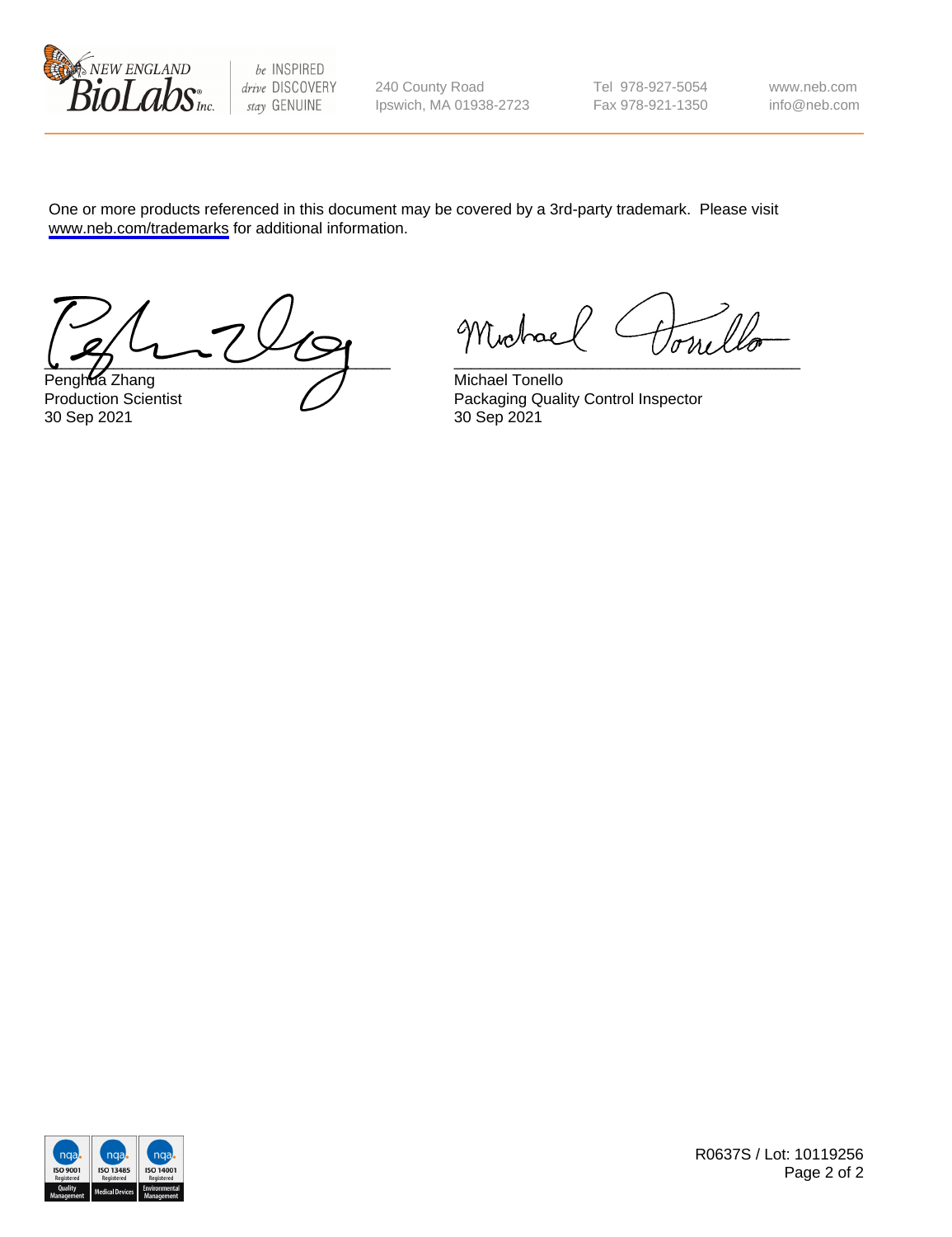One or more products referenced in this document may be covered by a 3rd-party trademark. Please visit www.neb.com/trademarks for additional information.

Penghua Zhang
Production Scientist
30 Sep 2021

Michael Tonello
Packaging Quality Control Inspector
30 Sep 2021

R0637S / Lot: 10119256